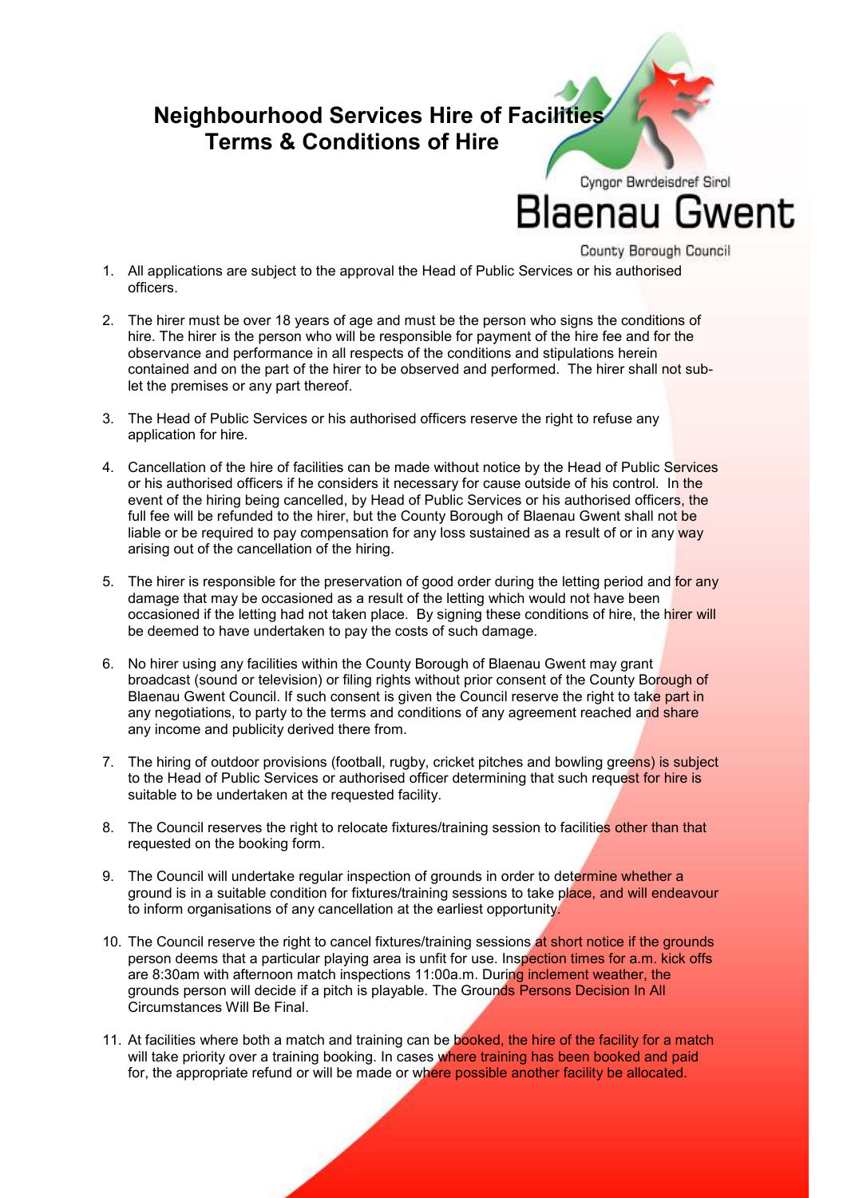# Neighbourhood Services Hire of Facilities
# Terms & Conditions of Hire

Cyngor Bwrdeisdref Sirol

Blaenau Gwent

County Borough Council

1. All applications are subject to the approval the Head of Public Services or his authorised officers.

2. The hirer must be over 18 years of age and must be the person who signs the conditions of hire. The hirer is the person who will be responsible for payment of the hire fee and for the observance and performance in all respects of the conditions and stipulations herein contained and on the part of the hirer to be observed and performed. The hirer shall not sub-let the premises or any part thereof.

3. The Head of Public Services or his authorised officers reserve the right to refuse any application for hire.

4. Cancellation of the hire of facilities can be made without notice by the Head of Public Services or his authorised officers if he considers it necessary for cause outside of his control. In the event of the hiring being cancelled, by Head of Public Services or his authorised officers, the full fee will be refunded to the hirer, but the County Borough of Blaenau Gwent shall not be liable or be required to pay compensation for any loss sustained as a result of or in any way arising out of the cancellation of the hiring.

5. The hirer is responsible for the preservation of good order during the letting period and for any damage that may be occasioned as a result of the letting which would not have been occasioned if the letting had not taken place. By signing these conditions of hire, the hirer will be deemed to have undertaken to pay the costs of such damage.

6. No hirer using any facilities within the County Borough of Blaenau Gwent may grant broadcast (sound or television) or filing rights without prior consent of the County Borough of Blaenau Gwent Council. If such consent is given the Council reserve the right to take part in any negotiations, to party to the terms and conditions of any agreement reached and share any income and publicity derived there from.

7. The hiring of outdoor provisions (football, rugby, cricket pitches and bowling greens) is subject to the Head of Public Services or authorised officer determining that such request for hire is suitable to be undertaken at the requested facility.

8. The Council reserves the right to relocate fixtures/training session to facilities other than that requested on the booking form.

9. The Council will undertake regular inspection of grounds in order to determine whether a ground is in a suitable condition for fixtures/training sessions to take place, and will endeavour to inform organisations of any cancellation at the earliest opportunity.

10. The Council reserve the right to cancel fixtures/training sessions at short notice if the grounds person deems that a particular playing area is unfit for use. Inspection times for a.m. kick offs are 8:30am with afternoon match inspections 11:00a.m. During inclement weather, the grounds person will decide if a pitch is playable. The Grounds Persons Decision In All Circumstances Will Be Final.

11. At facilities where both a match and training can be booked, the hire of the facility for a match will take priority over a training booking. In cases where training has been booked and paid for, the appropriate refund or will be made or where possible another facility be allocated.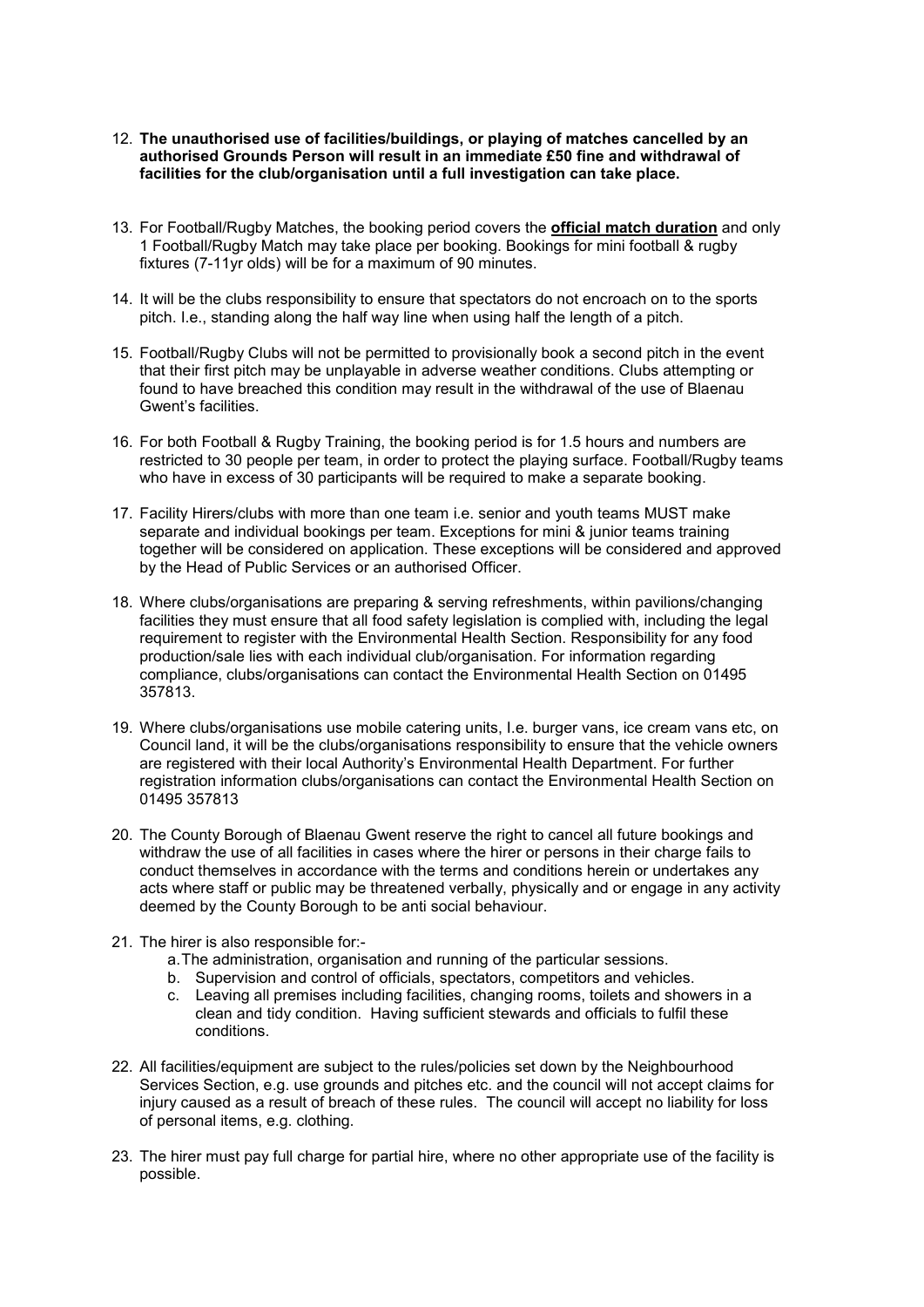12. **The unauthorised use of facilities/buildings, or playing of matches cancelled by an authorised Grounds Person will result in an immediate £50 fine and withdrawal of facilities for the club/organisation until a full investigation can take place.**

13. For Football/Rugby Matches, the booking period covers the **official match duration** and only 1 Football/Rugby Match may take place per booking. Bookings for mini football & rugby fixtures (7-11yr olds) will be for a maximum of 90 minutes.

14. It will be the clubs responsibility to ensure that spectators do not encroach on to the sports pitch. I.e., standing along the half way line when using half the length of a pitch.

15. Football/Rugby Clubs will not be permitted to provisionally book a second pitch in the event that their first pitch may be unplayable in adverse weather conditions. Clubs attempting or found to have breached this condition may result in the withdrawal of the use of Blaenau Gwent's facilities.

16. For both Football & Rugby Training, the booking period is for 1.5 hours and numbers are restricted to 30 people per team, in order to protect the playing surface. Football/Rugby teams who have in excess of 30 participants will be required to make a separate booking.

17. Facility Hirers/clubs with more than one team i.e. senior and youth teams MUST make separate and individual bookings per team. Exceptions for mini & junior teams training together will be considered on application. These exceptions will be considered and approved by the Head of Public Services or an authorised Officer.

18. Where clubs/organisations are preparing & serving refreshments, within pavilions/changing facilities they must ensure that all food safety legislation is complied with, including the legal requirement to register with the Environmental Health Section. Responsibility for any food production/sale lies with each individual club/organisation. For information regarding compliance, clubs/organisations can contact the Environmental Health Section on 01495 357813.

19. Where clubs/organisations use mobile catering units, I.e. burger vans, ice cream vans etc, on Council land, it will be the clubs/organisations responsibility to ensure that the vehicle owners are registered with their local Authority's Environmental Health Department. For further registration information clubs/organisations can contact the Environmental Health Section on 01495 357813

20. The County Borough of Blaenau Gwent reserve the right to cancel all future bookings and withdraw the use of all facilities in cases where the hirer or persons in their charge fails to conduct themselves in accordance with the terms and conditions herein or undertakes any acts where staff or public may be threatened verbally, physically and or engage in any activity deemed by the County Borough to be anti social behaviour.

21. The hirer is also responsible for:-
    a. The administration, organisation and running of the particular sessions.
    b. Supervision and control of officials, spectators, competitors and vehicles.
    c. Leaving all premises including facilities, changing rooms, toilets and showers in a clean and tidy condition. Having sufficient stewards and officials to fulfil these conditions.

22. All facilities/equipment are subject to the rules/policies set down by the Neighbourhood Services Section, e.g. use grounds and pitches etc. and the council will not accept claims for injury caused as a result of breach of these rules. The council will accept no liability for loss of personal items, e.g. clothing.

23. The hirer must pay full charge for partial hire, where no other appropriate use of the facility is possible.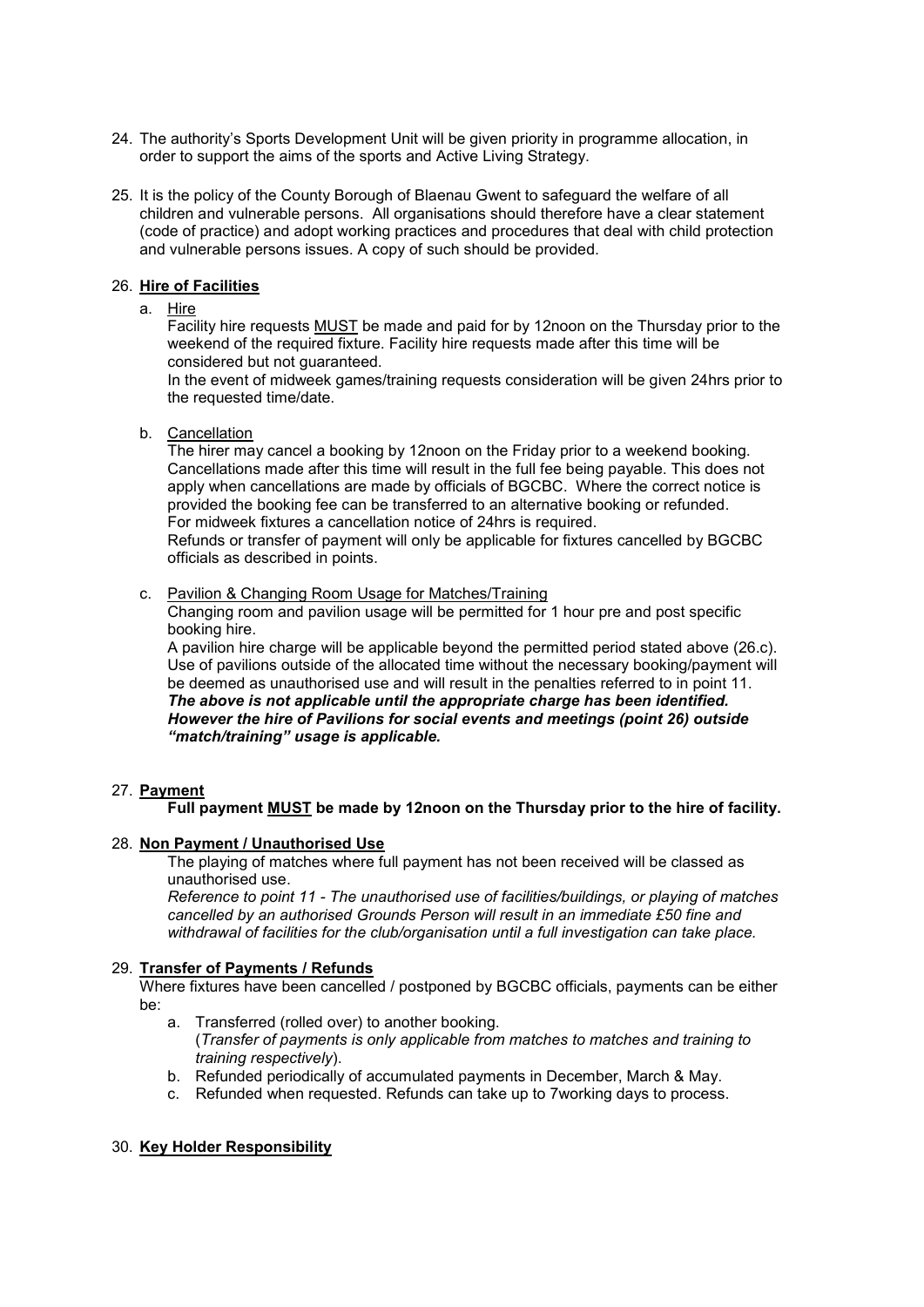24. The authority's Sports Development Unit will be given priority in programme allocation, in order to support the aims of the sports and Active Living Strategy.

25. It is the policy of the County Borough of Blaenau Gwent to safeguard the welfare of all children and vulnerable persons. All organisations should therefore have a clear statement (code of practice) and adopt working practices and procedures that deal with child protection and vulnerable persons issues. A copy of such should be provided.

26. **Hire of Facilities**

    a. Hire

    Facility hire requests MUST be made and paid for by 12noon on the Thursday prior to the weekend of the required fixture. Facility hire requests made after this time will be considered but not guaranteed.

    In the event of midweek games/training requests consideration will be given 24hrs prior to the requested time/date.

    b. Cancellation

    The hirer may cancel a booking by 12noon on the Friday prior to a weekend booking. Cancellations made after this time will result in the full fee being payable. This does not apply when cancellations are made by officials of BGCBC. Where the correct notice is provided the booking fee can be transferred to an alternative booking or refunded.

    For midweek fixtures a cancellation notice of 24hrs is required.

    Refunds or transfer of payment will only be applicable for fixtures cancelled by BGCBC officials as described in points.

    c. Pavilion & Changing Room Usage for Matches/Training

    Changing room and pavilion usage will be permitted for 1 hour pre and post specific booking hire.

    A pavilion hire charge will be applicable beyond the permitted period stated above (26.c). Use of pavilions outside of the allocated time without the necessary booking/payment will be deemed as unauthorised use and will result in the penalties referred to in point 11.

    ***The above is not applicable until the appropriate charge has been identified. However the hire of Pavilions for social events and meetings (point 26) outside "match/training" usage is applicable.***

27. **Payment**

    **Full payment MUST be made by 12noon on the Thursday prior to the hire of facility.**

28. **Non Payment / Unauthorised Use**

    The playing of matches where full payment has not been received will be classed as unauthorised use.

    *Reference to point 11 - The unauthorised use of facilities/buildings, or playing of matches cancelled by an authorised Grounds Person will result in an immediate £50 fine and withdrawal of facilities for the club/organisation until a full investigation can take place.*

29. **Transfer of Payments / Refunds**

    Where fixtures have been cancelled / postponed by BGCBC officials, payments can be either be:

    a. Transferred (rolled over) to another booking.
    (*Transfer of payments is only applicable from matches to matches and training to training respectively*).
    b. Refunded periodically of accumulated payments in December, March & May.
    c. Refunded when requested. Refunds can take up to 7working days to process.

30. **Key Holder Responsibility**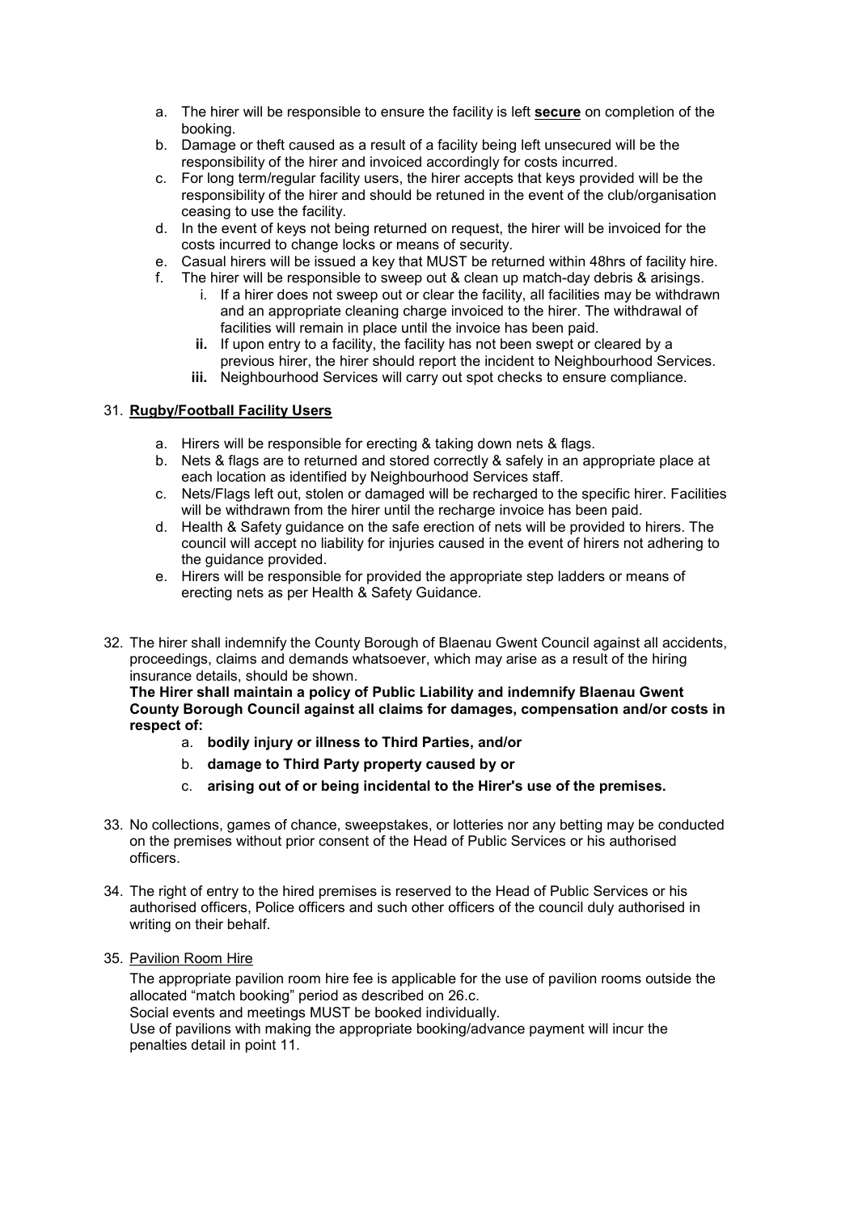a. The hirer will be responsible to ensure the facility is left **secure** on completion of the booking.
b. Damage or theft caused as a result of a facility being left unsecured will be the responsibility of the hirer and invoiced accordingly for costs incurred.
c. For long term/regular facility users, the hirer accepts that keys provided will be the responsibility of the hirer and should be retuned in the event of the club/organisation ceasing to use the facility.
d. In the event of keys not being returned on request, the hirer will be invoiced for the costs incurred to change locks or means of security.
e. Casual hirers will be issued a key that MUST be returned within 48hrs of facility hire.
f. The hirer will be responsible to sweep out & clean up match-day debris & arisings.
   i. If a hirer does not sweep out or clear the facility, all facilities may be withdrawn and an appropriate cleaning charge invoiced to the hirer. The withdrawal of facilities will remain in place until the invoice has been paid.
   **ii.** If upon entry to a facility, the facility has not been swept or cleared by a previous hirer, the hirer should report the incident to Neighbourhood Services.
   **iii.** Neighbourhood Services will carry out spot checks to ensure compliance.

31. **Rugby/Football Facility Users**

    a. Hirers will be responsible for erecting & taking down nets & flags.
    b. Nets & flags are to returned and stored correctly & safely in an appropriate place at each location as identified by Neighbourhood Services staff.
    c. Nets/Flags left out, stolen or damaged will be recharged to the specific hirer. Facilities will be withdrawn from the hirer until the recharge invoice has been paid.
    d. Health & Safety guidance on the safe erection of nets will be provided to hirers. The council will accept no liability for injuries caused in the event of hirers not adhering to the guidance provided.
    e. Hirers will be responsible for provided the appropriate step ladders or means of erecting nets as per Health & Safety Guidance.

32. The hirer shall indemnify the County Borough of Blaenau Gwent Council against all accidents, proceedings, claims and demands whatsoever, which may arise as a result of the hiring insurance details, should be shown.
    **The Hirer shall maintain a policy of Public Liability and indemnify Blaenau Gwent County Borough Council against all claims for damages, compensation and/or costs in respect of:**
    a. **bodily injury or illness to Third Parties, and/or**
    b. **damage to Third Party property caused by or**
    c. **arising out of or being incidental to the Hirer's use of the premises.**

33. No collections, games of chance, sweepstakes, or lotteries nor any betting may be conducted on the premises without prior consent of the Head of Public Services or his authorised officers.

34. The right of entry to the hired premises is reserved to the Head of Public Services or his authorised officers, Police officers and such other officers of the council duly authorised in writing on their behalf.

35. Pavilion Room Hire

    The appropriate pavilion room hire fee is applicable for the use of pavilion rooms outside the allocated "match booking" period as described on 26.c.
    Social events and meetings MUST be booked individually.
    Use of pavilions with making the appropriate booking/advance payment will incur the penalties detail in point 11.